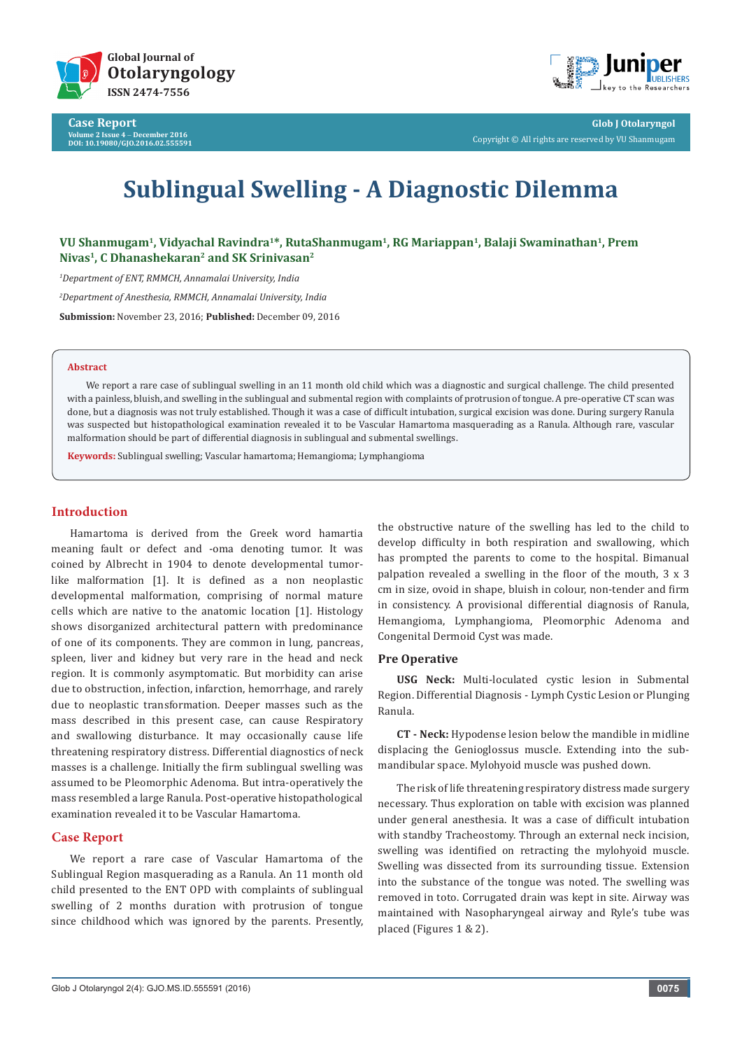Case Report
Volume 2 Issue 4 – December 2016
DOI: 10.19080/GJO.2016.02.555591

Copyright © All rights are reserved by VU Shanmugam

# Sublingual Swelling - A Diagnostic Dilemma

**VU Shanmugam[1], Vidyachal Ravindra[1]*, RutaShanmugam[1], RG Mariappan[1], Balaji Swaminathan[1], Prem Nivas[1], C Dhanashekaran[2] and SK Srinivasan[2]**

*[1]Department of ENT, RMMCH, Annamalai University, India*

*[2]Department of Anesthesia, RMMCH, Annamalai University, India*

**Submission:** November 23, 2016; **Published:** December 09, 2016

## Abstract

We report a rare case of sublingual swelling in an 11 month old child which was a diagnostic and surgical challenge. The child presented with a painless, bluish, and swelling in the sublingual and submental region with complaints of protrusion of tongue. A pre-operative CT scan was done, but a diagnosis was not truly established. Though it was a case of difficult intubation, surgical excision was done. During surgery Ranula was suspected but histopathological examination revealed it to be Vascular Hamartoma masquerading as a Ranula. Although rare, vascular malformation should be part of differential diagnosis in sublingual and submental swellings.

**Keywords:** Sublingual swelling; Vascular hamartoma; Hemangioma; Lymphangioma

## Introduction

Hamartoma is derived from the Greek word hamartia meaning fault or defect and -oma denoting tumor. It was coined by Albrecht in 1904 to denote developmental tumor-like malformation [1]. It is defined as a non neoplastic developmental malformation, comprising of normal mature cells which are native to the anatomic location [1]. Histology shows disorganized architectural pattern with predominance of one of its components. They are common in lung, pancreas, spleen, liver and kidney but very rare in the head and neck region. It is commonly asymptomatic. But morbidity can arise due to obstruction, infection, infarction, hemorrhage, and rarely due to neoplastic transformation. Deeper masses such as the mass described in this present case, can cause Respiratory and swallowing disturbance. It may occasionally cause life threatening respiratory distress. Differential diagnostics of neck masses is a challenge. Initially the firm sublingual swelling was assumed to be Pleomorphic Adenoma. But intra-operatively the mass resembled a large Ranula. Post-operative histopathological examination revealed it to be Vascular Hamartoma.

## Case Report

We report a rare case of Vascular Hamartoma of the Sublingual Region masquerading as a Ranula. An 11 month old child presented to the ENT OPD with complaints of sublingual swelling of 2 months duration with protrusion of tongue since childhood which was ignored by the parents. Presently, the obstructive nature of the swelling has led to the child to develop difficulty in both respiration and swallowing, which has prompted the parents to come to the hospital. Bimanual palpation revealed a swelling in the floor of the mouth, 3 x 3 cm in size, ovoid in shape, bluish in colour, non-tender and firm in consistency. A provisional differential diagnosis of Ranula, Hemangioma, Lymphangioma, Pleomorphic Adenoma and Congenital Dermoid Cyst was made.

### Pre Operative

**USG Neck:** Multi-loculated cystic lesion in Submental Region. Differential Diagnosis - Lymph Cystic Lesion or Plunging Ranula.

**CT - Neck:** Hypodense lesion below the mandible in midline displacing the Genioglossus muscle. Extending into the sub-mandibular space. Mylohyoid muscle was pushed down.

The risk of life threatening respiratory distress made surgery necessary. Thus exploration on table with excision was planned under general anesthesia. It was a case of difficult intubation with standby Tracheostomy. Through an external neck incision, swelling was identified on retracting the mylohyoid muscle. Swelling was dissected from its surrounding tissue. Extension into the substance of the tongue was noted. The swelling was removed in toto. Corrugated drain was kept in site. Airway was maintained with Nasopharyngeal airway and Ryle's tube was placed (Figures 1 & 2).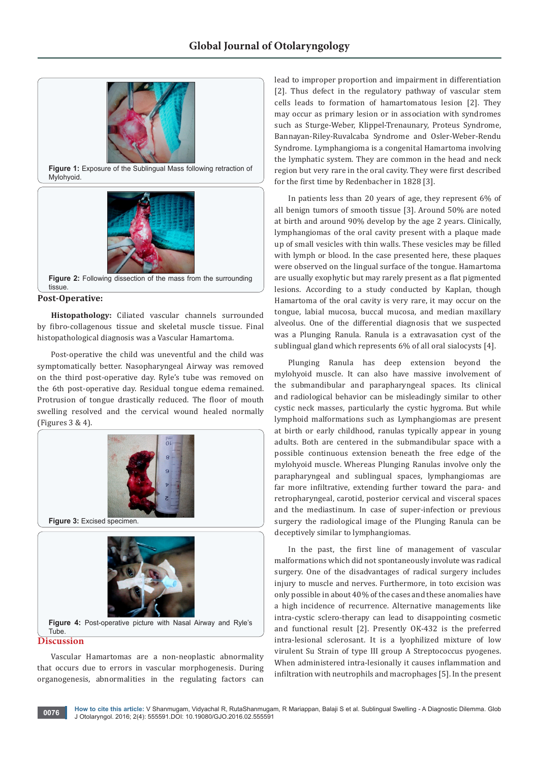Figure 1: Exposure of the Sublingual Mass following retraction of Mylohyoid.

Figure 2: Following dissection of the mass from the surrounding tissue.

### Post-Operative:

**Histopathology:** Ciliated vascular channels surrounded by fibro-collagenous tissue and skeletal muscle tissue. Final histopathological diagnosis was a Vascular Hamartoma.

Post-operative the child was uneventful and the child was symptomatically better. Nasopharyngeal Airway was removed on the third post-operative day. Ryle's tube was removed on the 6th post-operative day. Residual tongue edema remained. Protrusion of tongue drastically reduced. The floor of mouth swelling resolved and the cervical wound healed normally (Figures 3 & 4).

Figure 3: Excised specimen.

Figure 4: Post-operative picture with Nasal Airway and Ryle's Tube.

## Discussion

Vascular Hamartomas are a non-neoplastic abnormality that occurs due to errors in vascular morphogenesis. During organogenesis, abnormalities in the regulating factors can lead to improper proportion and impairment in differentiation [2]. Thus defect in the regulatory pathway of vascular stem cells leads to formation of hamartomatous lesion [2]. They may occur as primary lesion or in association with syndromes such as Sturge-Weber, Klippel-Trenaunary, Proteus Syndrome, Bannayan-Riley-Ruvalcaba Syndrome and Osler-Weber-Rendu Syndrome. Lymphangioma is a congenital Hamartoma involving the lymphatic system. They are common in the head and neck region but very rare in the oral cavity. They were first described for the first time by Redenbacher in 1828 [3].

In patients less than 20 years of age, they represent 6% of all benign tumors of smooth tissue [3]. Around 50% are noted at birth and around 90% develop by the age 2 years. Clinically, lymphangiomas of the oral cavity present with a plaque made up of small vesicles with thin walls. These vesicles may be filled with lymph or blood. In the case presented here, these plaques were observed on the lingual surface of the tongue. Hamartoma are usually exophytic but may rarely present as a flat pigmented lesions. According to a study conducted by Kaplan, though Hamartoma of the oral cavity is very rare, it may occur on the tongue, labial mucosa, buccal mucosa, and median maxillary alveolus. One of the differential diagnosis that we suspected was a Plunging Ranula. Ranula is a extravasation cyst of the sublingual gland which represents 6% of all oral sialocysts [4].

Plunging Ranula has deep extension beyond the mylohyoid muscle. It can also have massive involvement of the submandibular and parapharyngeal spaces. Its clinical and radiological behavior can be misleadingly similar to other cystic neck masses, particularly the cystic hygroma. But while lymphoid malformations such as Lymphangiomas are present at birth or early childhood, ranulas typically appear in young adults. Both are centered in the submandibular space with a possible continuous extension beneath the free edge of the mylohyoid muscle. Whereas Plunging Ranulas involve only the parapharyngeal and sublingual spaces, lymphangiomas are far more infiltrative, extending further toward the para- and retropharyngeal, carotid, posterior cervical and visceral spaces and the mediastinum. In case of super-infection or previous surgery the radiological image of the Plunging Ranula can be deceptively similar to lymphangiomas.

In the past, the first line of management of vascular malformations which did not spontaneously involute was radical surgery. One of the disadvantages of radical surgery includes injury to muscle and nerves. Furthermore, in toto excision was only possible in about 40% of the cases and these anomalies have a high incidence of recurrence. Alternative managements like intra-cystic sclero-therapy can lead to disappointing cosmetic and functional result [2]. Presently OK-432 is the preferred intra-lesional sclerosant. It is a lyophilized mixture of low virulent Su Strain of type III group A Streptococcus pyogenes. When administered intra-lesionally it causes inflammation and infiltration with neutrophils and macrophages [5]. In the present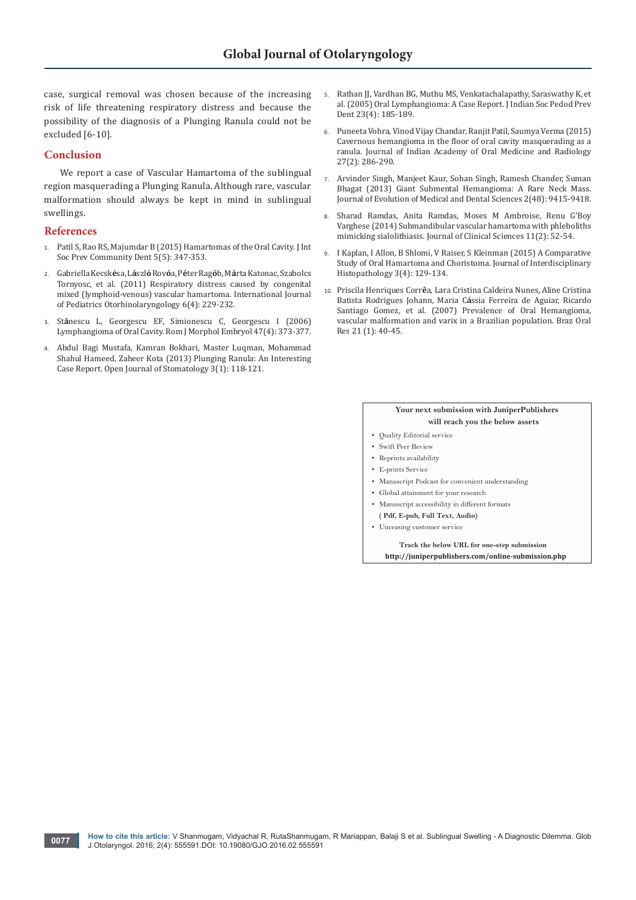case, surgical removal was chosen because of the increasing risk of life threatening respiratory distress and because the possibility of the diagnosis of a Plunging Ranula could not be excluded [6-10].

## Conclusion

We report a case of Vascular Hamartoma of the sublingual region masquerading a Plunging Ranula. Although rare, vascular malformation should always be kept in mind in sublingual swellings.

## References

1. Patil S, Rao RS, Majumdar B (2015) Hamartomas of the Oral Cavity. J Int Soc Prev Community Dent 5(5): 347-353.
2. Gabriella Kecskésa, László Rovóa, Péter Ragób, Márta Katonac, Szabolcs Tornyosc, et al. (2011) Respiratory distress caused by congenital mixed (lymphoid-venous) vascular hamartoma. International Journal of Pediatrics Otorhinolaryngology 6(4): 229-232.
3. Stănescu L, Georgescu EF, Simionescu C, Georgescu I (2006) Lymphangioma of Oral Cavity. Rom J Morphol Embryol 47(4): 373-377.
4. Abdul Bagi Mustafa, Kamran Bokhari, Master Luqman, Mohammad Shahul Hameed, Zaheer Kota (2013) Plunging Ranula: An Interesting Case Report. Open Journal of Stomatology 3(1): 118-121.
5. Rathan JJ, Vardhan BG, Muthu MS, Venkatachalapathy, Saraswathy K, et al. (2005) Oral Lymphangioma: A Case Report. J Indian Soc Pedod Prev Dent 23(4): 185-189.
6. Puneeta Vohra, Vinod Vijay Chandar, Ranjit Patil, Saumya Verma (2015) Cavernous hemangioma in the floor of oral cavity masquerading as a ranula. Journal of Indian Academy of Oral Medicine and Radiology 27(2): 286-290.
7. Arvinder Singh, Manjeet Kaur, Sohan Singh, Ramesh Chander, Suman Bhagat (2013) Giant Submental Hemangioma: A Rare Neck Mass. Journal of Evolution of Medical and Dental Sciences 2(48): 9415-9418.
8. Sharad Ramdas, Anita Ramdas, Moses M Ambroise, Renu G'Boy Varghese (2014) Submandibular vascular hamartoma with phleboliths mimicking sialolithiasis. Journal of Clinical Sciences 11(2): 52-54.
9. I Kaplan, I Allon, B Shlomi, V Raiser, S Kleinman (2015) A Comparative Study of Oral Hamartoma and Choristoma. Journal of Interdisciplinary Histopathology 3(4): 129-134.
10. Priscila Henriques Corrêa, Lara Cristina Caldeira Nunes, Aline Cristina Batista Rodrigues Johann, Maria Cássia Ferreira de Aguiar, Ricardo Santiago Gomez, et al. (2007) Prevalence of Oral Hemangioma, vascular malformation and varix in a Brazilian population. Braz Oral Res 21 (1): 40-45.

**Your next submission with JuniperPublishers will reach you the below assets**

- Quality Editorial service
- Swift Peer Review
- Reprints availability
- E-prints Service
- Manuscript Podcast for convenient understanding
- Global attainment for your research
- Manuscript accessibility in different formats
  **( Pdf, E-pub, Full Text, Audio)**
- Unceasing customer service

**Track the below URL for one-step submission**
**http://juniperpublishers.com/online-submission.php**

**How to cite this article:** V Shanmugam, Vidyachal R, RutaShanmugam, R Mariappan, Balaji S et al. Sublingual Swelling - A Diagnostic Dilemma. Glob J Otolaryngol. 2016; 2(4): 555591.DOI: 10.19080/GJO.2016.02.555591